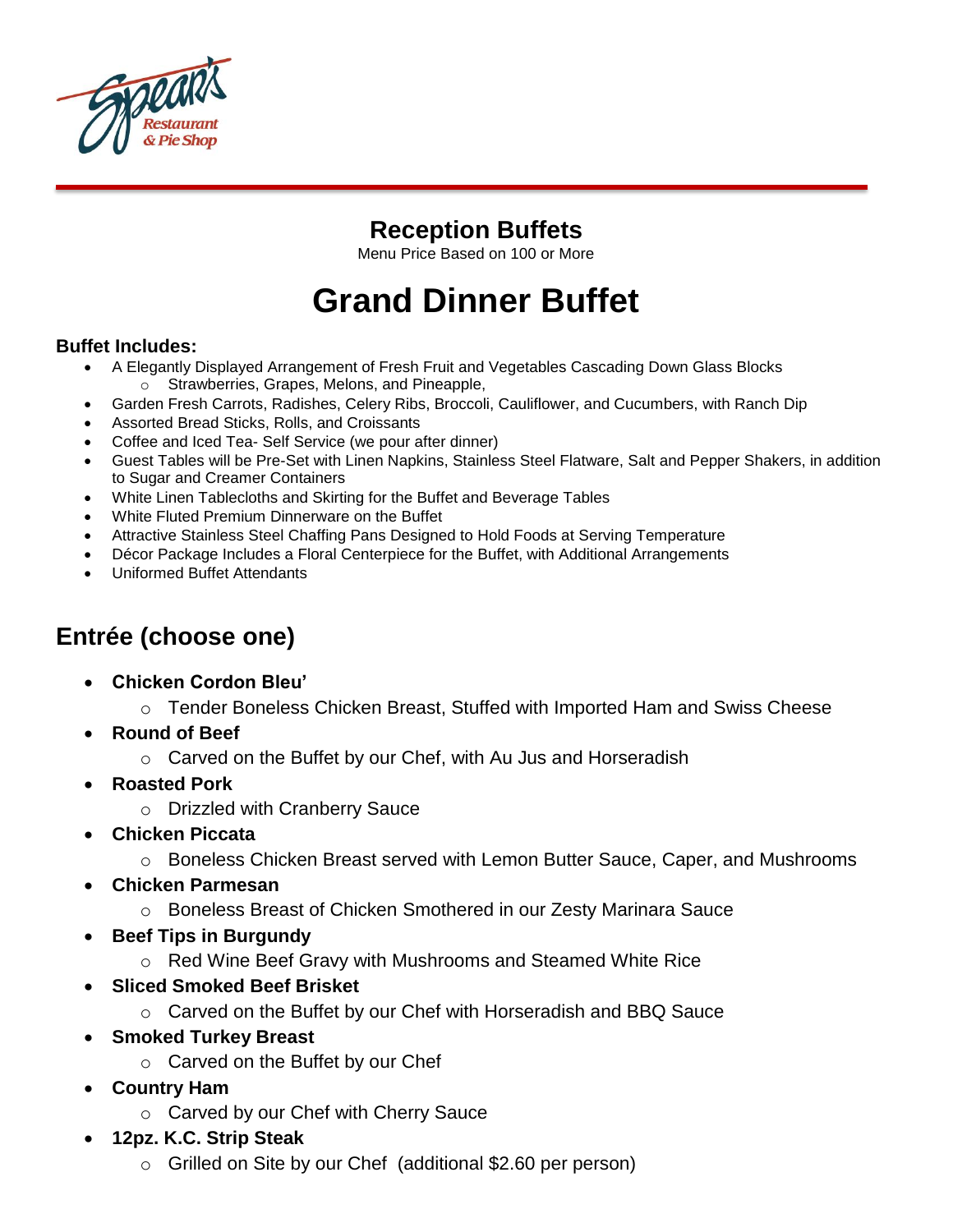Spear's Restaurant & Pie Shop

## Reception Buffets

Menu Price Based on 100 or More

# Grand Dinner Buffet

**Buffet Includes:**

- A Elegantly Displayed Arrangement of Fresh Fruit and Vegetables Cascading Down Glass Blocks
  - Strawberries, Grapes, Melons, and Pineapple,
- Garden Fresh Carrots, Radishes, Celery Ribs, Broccoli, Cauliflower, and Cucumbers, with Ranch Dip
- Assorted Bread Sticks, Rolls, and Croissants
- Coffee and Iced Tea- Self Service (we pour after dinner)
- Guest Tables will be Pre-Set with Linen Napkins, Stainless Steel Flatware, Salt and Pepper Shakers, in addition to Sugar and Creamer Containers
- White Linen Tablecloths and Skirting for the Buffet and Beverage Tables
- White Fluted Premium Dinnerware on the Buffet
- Attractive Stainless Steel Chaffing Pans Designed to Hold Foods at Serving Temperature
- Décor Package Includes a Floral Centerpiece for the Buffet, with Additional Arrangements
- Uniformed Buffet Attendants

## Entrée (choose one)

- **Chicken Cordon Bleu'**
  - Tender Boneless Chicken Breast, Stuffed with Imported Ham and Swiss Cheese
- **Round of Beef**
  - Carved on the Buffet by our Chef, with Au Jus and Horseradish
- **Roasted Pork**
  - Drizzled with Cranberry Sauce
- **Chicken Piccata**
  - Boneless Chicken Breast served with Lemon Butter Sauce, Caper, and Mushrooms
- **Chicken Parmesan**
  - Boneless Breast of Chicken Smothered in our Zesty Marinara Sauce
- **Beef Tips in Burgundy**
  - Red Wine Beef Gravy with Mushrooms and Steamed White Rice
- **Sliced Smoked Beef Brisket**
  - Carved on the Buffet by our Chef with Horseradish and BBQ Sauce
- **Smoked Turkey Breast**
  - Carved on the Buffet by our Chef
- **Country Ham**
  - Carved by our Chef with Cherry Sauce
- **12pz. K.C. Strip Steak**
  - Grilled on Site by our Chef (additional $2.60 per person)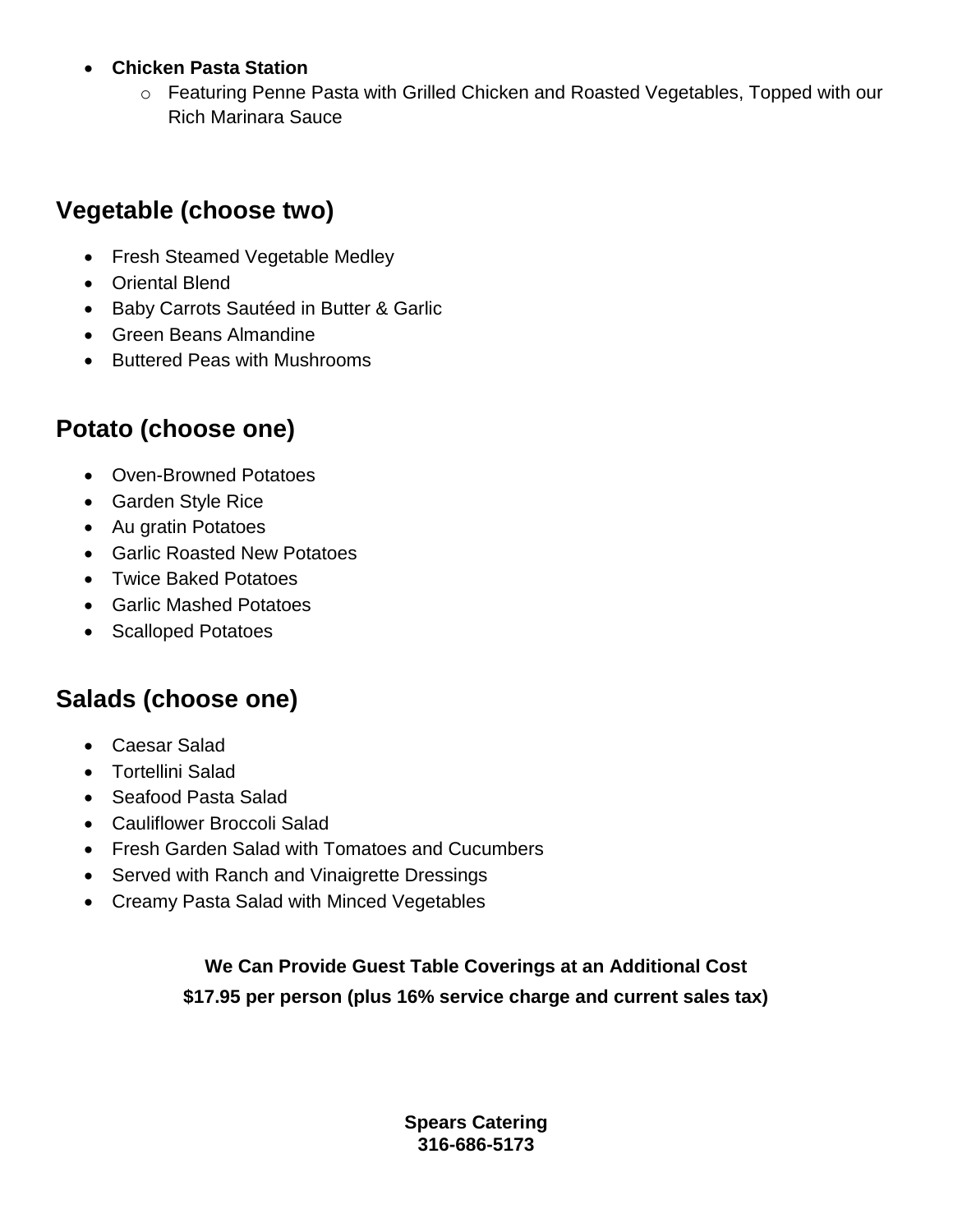- **Chicken Pasta Station**
    - Featuring Penne Pasta with Grilled Chicken and Roasted Vegetables, Topped with our Rich Marinara Sauce

## Vegetable (choose two)

- Fresh Steamed Vegetable Medley
- Oriental Blend
- Baby Carrots Sautéed in Butter & Garlic
- Green Beans Almandine
- Buttered Peas with Mushrooms

## Potato (choose one)

- Oven-Browned Potatoes
- Garden Style Rice
- Au gratin Potatoes
- Garlic Roasted New Potatoes
- Twice Baked Potatoes
- Garlic Mashed Potatoes
- Scalloped Potatoes

## Salads (choose one)

- Caesar Salad
- Tortellini Salad
- Seafood Pasta Salad
- Cauliflower Broccoli Salad
- Fresh Garden Salad with Tomatoes and Cucumbers
- Served with Ranch and Vinaigrette Dressings
- Creamy Pasta Salad with Minced Vegetables

**We Can Provide Guest Table Coverings at an Additional Cost**

**$17.95 per person (plus 16% service charge and current sales tax)**

**Spears Catering**
**316-686-5173**